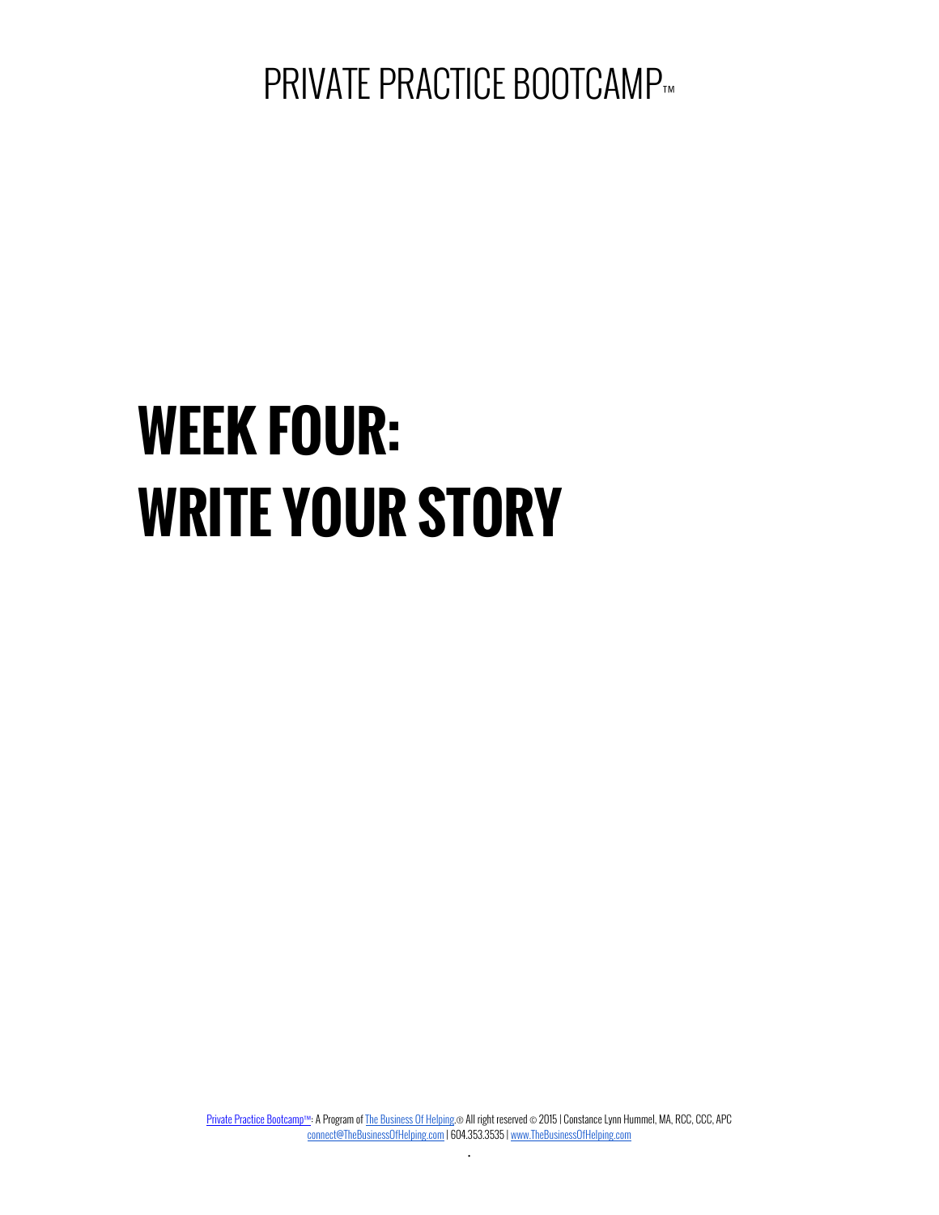# PRIVATE PRACTICE BOOTCAMP™

# WEEK FOUR: WRITE YOUR STORY

Private Practice Bootcamp™: A Program of The Business Of Helping.® All right reserved © 2015 | Constance Lynn Hummel, MA, RCC, CCC, APC
connect@TheBusinessOfHelping.com | 604.353.3535 | www.TheBusinessOfHelping.com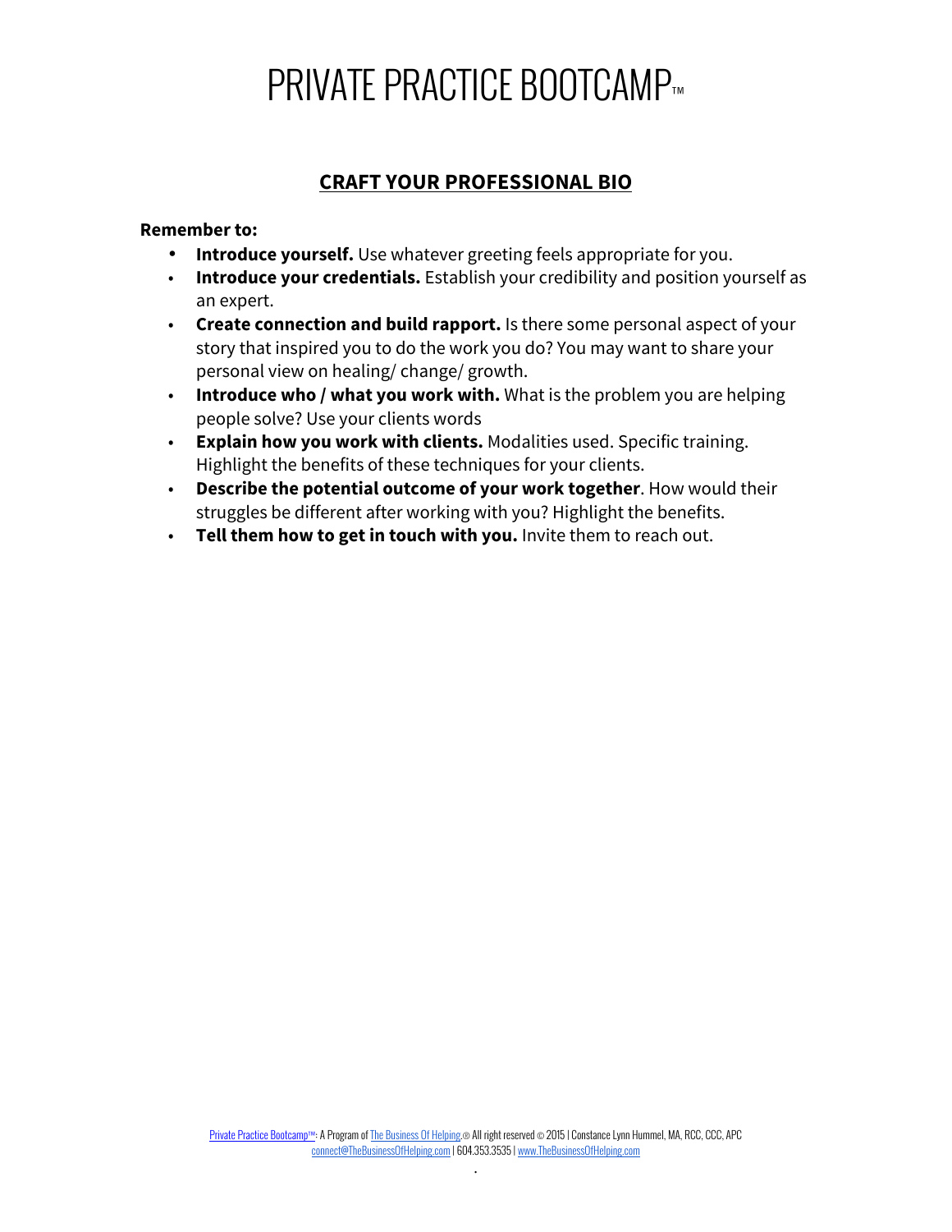# PRIVATE PRACTICE BOOTCAMP™

## CRAFT YOUR PROFESSIONAL BIO

**Remember to:**

- **Introduce yourself.** Use whatever greeting feels appropriate for you.
- **Introduce your credentials.** Establish your credibility and position yourself as an expert.
- **Create connection and build rapport.** Is there some personal aspect of your story that inspired you to do the work you do? You may want to share your personal view on healing/ change/ growth.
- **Introduce who / what you work with.** What is the problem you are helping people solve? Use your clients words
- **Explain how you work with clients.** Modalities used. Specific training. Highlight the benefits of these techniques for your clients.
- **Describe the potential outcome of your work together**. How would their struggles be different after working with you? Highlight the benefits.
- **Tell them how to get in touch with you.** Invite them to reach out.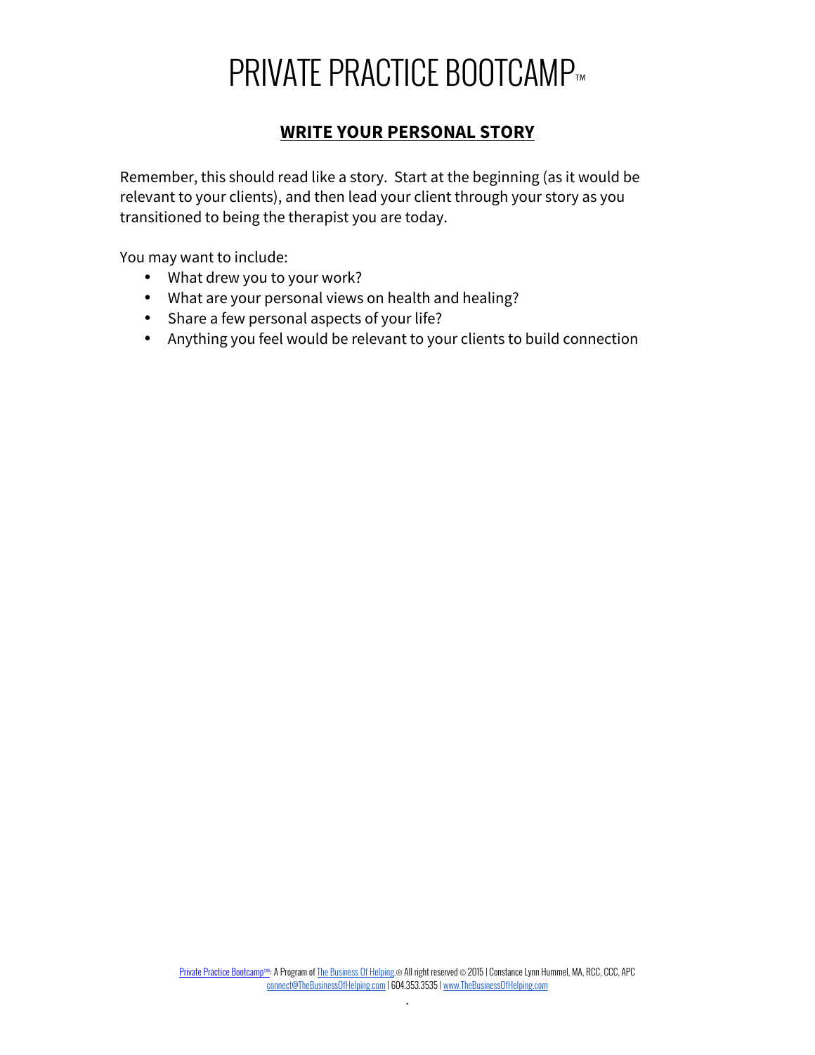# PRIVATE PRACTICE BOOTCAMP™

## WRITE YOUR PERSONAL STORY

Remember, this should read like a story. Start at the beginning (as it would be relevant to your clients), and then lead your client through your story as you transitioned to being the therapist you are today.

You may want to include:

- What drew you to your work?
- What are your personal views on health and healing?
- Share a few personal aspects of your life?
- Anything you feel would be relevant to your clients to build connection